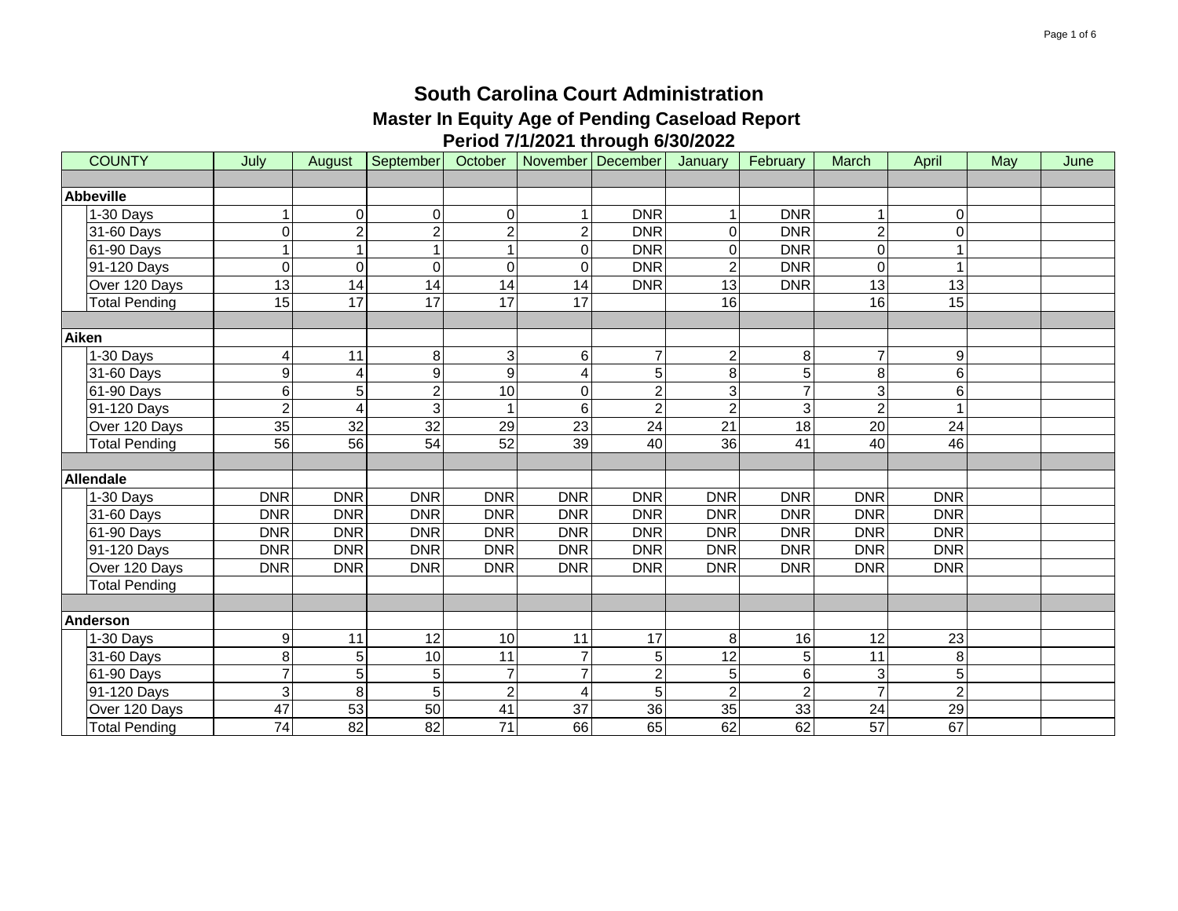# South Carolina Court Administration

## Master In Equity Age of Pending Caseload Report

### Period 7/1/2021 through 6/30/2022

| COUNTY | | July | August | September | October | November | December | January | February | March | April | May | June |
|---|---|---|---|---|---|---|---|---|---|---|---|---|---|
| | | | | | | | | | | | | | |
| **Abbeville** | | | | | | | | | | | | | |
| | 1-30 Days | 1 | 0 | 0 | 0 | 1 | DNR | 1 | DNR | 1 | 0 | | |
| | 31-60 Days | 0 | 2 | 2 | 2 | 2 | DNR | 0 | DNR | 2 | 0 | | |
| | 61-90 Days | 1 | 1 | 1 | 1 | 0 | DNR | 0 | DNR | 0 | 1 | | |
| | 91-120 Days | 0 | 0 | 0 | 0 | 0 | DNR | 2 | DNR | 0 | 1 | | |
| | Over 120 Days | 13 | 14 | 14 | 14 | 14 | DNR | 13 | DNR | 13 | 13 | | |
| | Total Pending | 15 | 17 | 17 | 17 | 17 | | 16 | | 16 | 15 | | |
| | | | | | | | | | | | | | |
| **Aiken** | | | | | | | | | | | | | |
| | 1-30 Days | 4 | 11 | 8 | 3 | 6 | 7 | 2 | 8 | 7 | 9 | | |
| | 31-60 Days | 9 | 4 | 9 | 9 | 4 | 5 | 8 | 5 | 8 | 6 | | |
| | 61-90 Days | 6 | 5 | 2 | 10 | 0 | 2 | 3 | 7 | 3 | 6 | | |
| | 91-120 Days | 2 | 4 | 3 | 1 | 6 | 2 | 2 | 3 | 2 | 1 | | |
| | Over 120 Days | 35 | 32 | 32 | 29 | 23 | 24 | 21 | 18 | 20 | 24 | | |
| | Total Pending | 56 | 56 | 54 | 52 | 39 | 40 | 36 | 41 | 40 | 46 | | |
| | | | | | | | | | | | | | |
| **Allendale** | | | | | | | | | | | | | |
| | 1-30 Days | DNR | DNR | DNR | DNR | DNR | DNR | DNR | DNR | DNR | DNR | | |
| | 31-60 Days | DNR | DNR | DNR | DNR | DNR | DNR | DNR | DNR | DNR | DNR | | |
| | 61-90 Days | DNR | DNR | DNR | DNR | DNR | DNR | DNR | DNR | DNR | DNR | | |
| | 91-120 Days | DNR | DNR | DNR | DNR | DNR | DNR | DNR | DNR | DNR | DNR | | |
| | Over 120 Days | DNR | DNR | DNR | DNR | DNR | DNR | DNR | DNR | DNR | DNR | | |
| | Total Pending | | | | | | | | | | | | |
| | | | | | | | | | | | | | |
| **Anderson** | | | | | | | | | | | | | |
| | 1-30 Days | 9 | 11 | 12 | 10 | 11 | 17 | 8 | 16 | 12 | 23 | | |
| | 31-60 Days | 8 | 5 | 10 | 11 | 7 | 5 | 12 | 5 | 11 | 8 | | |
| | 61-90 Days | 7 | 5 | 5 | 7 | 7 | 2 | 5 | 6 | 3 | 5 | | |
| | 91-120 Days | 3 | 8 | 5 | 2 | 4 | 5 | 2 | 2 | 7 | 2 | | |
| | Over 120 Days | 47 | 53 | 50 | 41 | 37 | 36 | 35 | 33 | 24 | 29 | | |
| | Total Pending | 74 | 82 | 82 | 71 | 66 | 65 | 62 | 62 | 57 | 67 | | |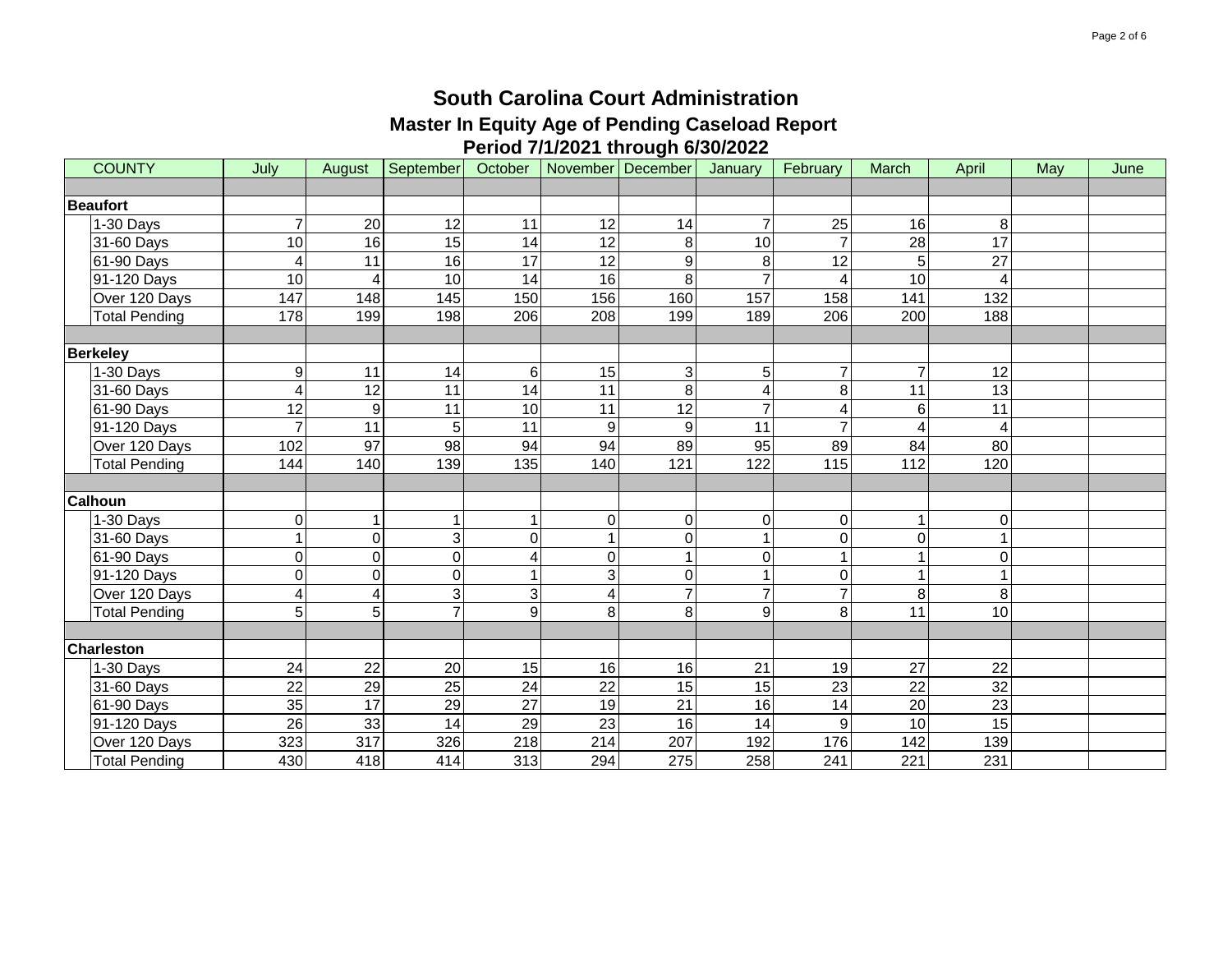# South Carolina Court Administration

## Master In Equity Age of Pending Caseload Report

### Period 7/1/2021 through 6/30/2022

| COUNTY | July | August | September | October | November | December | January | February | March | April | May | June |
|---|---|---|---|---|---|---|---|---|---|---|---|---|
| **Beaufort** | | | | | | | | | | | | |
| 1-30 Days | 7 | 20 | 12 | 11 | 12 | 14 | 7 | 25 | 16 | 8 | | |
| 31-60 Days | 10 | 16 | 15 | 14 | 12 | 8 | 10 | 7 | 28 | 17 | | |
| 61-90 Days | 4 | 11 | 16 | 17 | 12 | 9 | 8 | 12 | 5 | 27 | | |
| 91-120 Days | 10 | 4 | 10 | 14 | 16 | 8 | 7 | 4 | 10 | 4 | | |
| Over 120 Days | 147 | 148 | 145 | 150 | 156 | 160 | 157 | 158 | 141 | 132 | | |
| Total Pending | 178 | 199 | 198 | 206 | 208 | 199 | 189 | 206 | 200 | 188 | | |
| **Berkeley** | | | | | | | | | | | | |
| 1-30 Days | 9 | 11 | 14 | 6 | 15 | 3 | 5 | 7 | 7 | 12 | | |
| 31-60 Days | 4 | 12 | 11 | 14 | 11 | 8 | 4 | 8 | 11 | 13 | | |
| 61-90 Days | 12 | 9 | 11 | 10 | 11 | 12 | 7 | 4 | 6 | 11 | | |
| 91-120 Days | 7 | 11 | 5 | 11 | 9 | 9 | 11 | 7 | 4 | 4 | | |
| Over 120 Days | 102 | 97 | 98 | 94 | 94 | 89 | 95 | 89 | 84 | 80 | | |
| Total Pending | 144 | 140 | 139 | 135 | 140 | 121 | 122 | 115 | 112 | 120 | | |
| **Calhoun** | | | | | | | | | | | | |
| 1-30 Days | 0 | 1 | 1 | 1 | 0 | 0 | 0 | 0 | 1 | 0 | | |
| 31-60 Days | 1 | 0 | 3 | 0 | 1 | 0 | 1 | 0 | 0 | 1 | | |
| 61-90 Days | 0 | 0 | 0 | 4 | 0 | 1 | 0 | 1 | 1 | 0 | | |
| 91-120 Days | 0 | 0 | 0 | 1 | 3 | 0 | 1 | 0 | 1 | 1 | | |
| Over 120 Days | 4 | 4 | 3 | 3 | 4 | 7 | 7 | 7 | 8 | 8 | | |
| Total Pending | 5 | 5 | 7 | 9 | 8 | 8 | 9 | 8 | 11 | 10 | | |
| **Charleston** | | | | | | | | | | | | |
| 1-30 Days | 24 | 22 | 20 | 15 | 16 | 16 | 21 | 19 | 27 | 22 | | |
| 31-60 Days | 22 | 29 | 25 | 24 | 22 | 15 | 15 | 23 | 22 | 32 | | |
| 61-90 Days | 35 | 17 | 29 | 27 | 19 | 21 | 16 | 14 | 20 | 23 | | |
| 91-120 Days | 26 | 33 | 14 | 29 | 23 | 16 | 14 | 9 | 10 | 15 | | |
| Over 120 Days | 323 | 317 | 326 | 218 | 214 | 207 | 192 | 176 | 142 | 139 | | |
| Total Pending | 430 | 418 | 414 | 313 | 294 | 275 | 258 | 241 | 221 | 231 | | |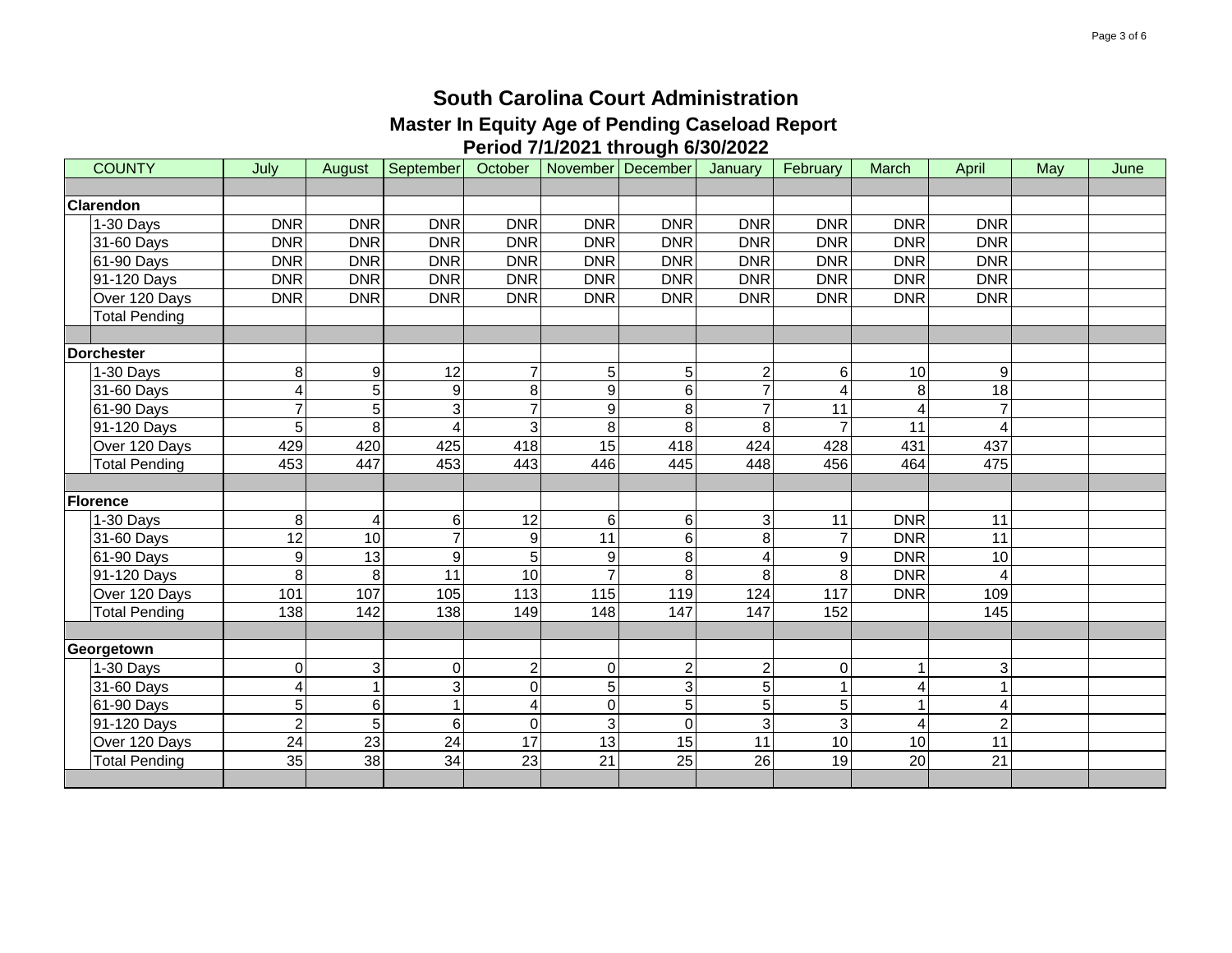# South Carolina Court Administration

## Master In Equity Age of Pending Caseload Report

### Period 7/1/2021 through 6/30/2022

| COUNTY | | July | August | September | October | November | December | January | February | March | April | May | June |
|---|---|---|---|---|---|---|---|---|---|---|---|---|---|
| | | | | | | | | | | | | | |
| **Clarendon** | | | | | | | | | | | | | |
| | 1-30 Days | DNR | DNR | DNR | DNR | DNR | DNR | DNR | DNR | DNR | DNR | | |
| | 31-60 Days | DNR | DNR | DNR | DNR | DNR | DNR | DNR | DNR | DNR | DNR | | |
| | 61-90 Days | DNR | DNR | DNR | DNR | DNR | DNR | DNR | DNR | DNR | DNR | | |
| | 91-120 Days | DNR | DNR | DNR | DNR | DNR | DNR | DNR | DNR | DNR | DNR | | |
| | Over 120 Days | DNR | DNR | DNR | DNR | DNR | DNR | DNR | DNR | DNR | DNR | | |
| | Total Pending | | | | | | | | | | | | |
| | | | | | | | | | | | | | |
| **Dorchester** | | | | | | | | | | | | | |
| | 1-30 Days | 8 | 9 | 12 | 7 | 5 | 5 | 2 | 6 | 10 | 9 | | |
| | 31-60 Days | 4 | 5 | 9 | 8 | 9 | 6 | 7 | 4 | 8 | 18 | | |
| | 61-90 Days | 7 | 5 | 3 | 7 | 9 | 8 | 7 | 11 | 4 | 7 | | |
| | 91-120 Days | 5 | 8 | 4 | 3 | 8 | 8 | 8 | 7 | 11 | 4 | | |
| | Over 120 Days | 429 | 420 | 425 | 418 | 15 | 418 | 424 | 428 | 431 | 437 | | |
| | Total Pending | 453 | 447 | 453 | 443 | 446 | 445 | 448 | 456 | 464 | 475 | | |
| | | | | | | | | | | | | | |
| **Florence** | | | | | | | | | | | | | |
| | 1-30 Days | 8 | 4 | 6 | 12 | 6 | 6 | 3 | 11 | DNR | 11 | | |
| | 31-60 Days | 12 | 10 | 7 | 9 | 11 | 6 | 8 | 7 | DNR | 11 | | |
| | 61-90 Days | 9 | 13 | 9 | 5 | 9 | 8 | 4 | 9 | DNR | 10 | | |
| | 91-120 Days | 8 | 8 | 11 | 10 | 7 | 8 | 8 | 8 | DNR | 4 | | |
| | Over 120 Days | 101 | 107 | 105 | 113 | 115 | 119 | 124 | 117 | DNR | 109 | | |
| | Total Pending | 138 | 142 | 138 | 149 | 148 | 147 | 147 | 152 | | 145 | | |
| | | | | | | | | | | | | | |
| **Georgetown** | | | | | | | | | | | | | |
| | 1-30 Days | 0 | 3 | 0 | 2 | 0 | 2 | 2 | 0 | 1 | 3 | | |
| | 31-60 Days | 4 | 1 | 3 | 0 | 5 | 3 | 5 | 1 | 4 | 1 | | |
| | 61-90 Days | 5 | 6 | 1 | 4 | 0 | 5 | 5 | 5 | 1 | 4 | | |
| | 91-120 Days | 2 | 5 | 6 | 0 | 3 | 0 | 3 | 3 | 4 | 2 | | |
| | Over 120 Days | 24 | 23 | 24 | 17 | 13 | 15 | 11 | 10 | 10 | 11 | | |
| | Total Pending | 35 | 38 | 34 | 23 | 21 | 25 | 26 | 19 | 20 | 21 | | |
| | | | | | | | | | | | | | |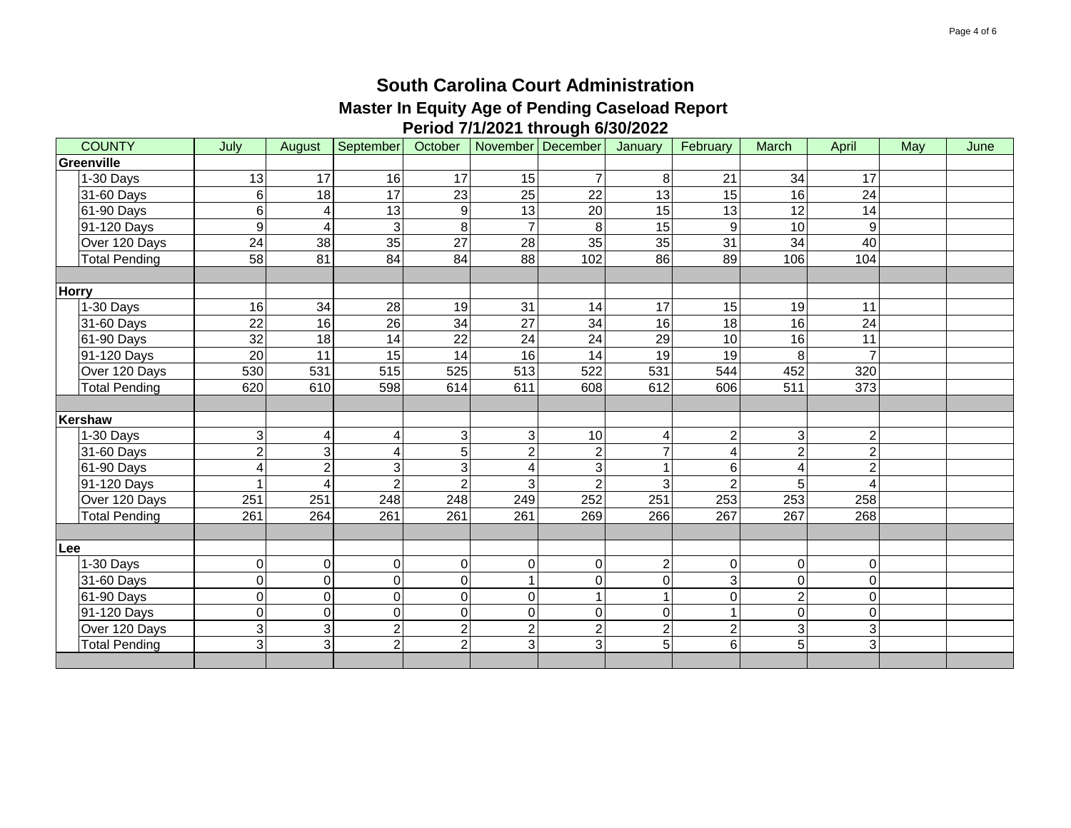# South Carolina Court Administration

## Master In Equity Age of Pending Caseload Report

### Period 7/1/2021 through 6/30/2022

| COUNTY | July | August | September | October | November | December | January | February | March | April | May | June |
|---|---|---|---|---|---|---|---|---|---|---|---|---|
| **Greenville** | | | | | | | | | | | | |
| 1-30 Days | 13 | 17 | 16 | 17 | 15 | 7 | 8 | 21 | 34 | 17 | | |
| 31-60 Days | 6 | 18 | 17 | 23 | 25 | 22 | 13 | 15 | 16 | 24 | | |
| 61-90 Days | 6 | 4 | 13 | 9 | 13 | 20 | 15 | 13 | 12 | 14 | | |
| 91-120 Days | 9 | 4 | 3 | 8 | 7 | 8 | 15 | 9 | 10 | 9 | | |
| Over 120 Days | 24 | 38 | 35 | 27 | 28 | 35 | 35 | 31 | 34 | 40 | | |
| Total Pending | 58 | 81 | 84 | 84 | 88 | 102 | 86 | 89 | 106 | 104 | | |
| | | | | | | | | | | | | |
| **Horry** | | | | | | | | | | | | |
| 1-30 Days | 16 | 34 | 28 | 19 | 31 | 14 | 17 | 15 | 19 | 11 | | |
| 31-60 Days | 22 | 16 | 26 | 34 | 27 | 34 | 16 | 18 | 16 | 24 | | |
| 61-90 Days | 32 | 18 | 14 | 22 | 24 | 24 | 29 | 10 | 16 | 11 | | |
| 91-120 Days | 20 | 11 | 15 | 14 | 16 | 14 | 19 | 19 | 8 | 7 | | |
| Over 120 Days | 530 | 531 | 515 | 525 | 513 | 522 | 531 | 544 | 452 | 320 | | |
| Total Pending | 620 | 610 | 598 | 614 | 611 | 608 | 612 | 606 | 511 | 373 | | |
| | | | | | | | | | | | | |
| **Kershaw** | | | | | | | | | | | | |
| 1-30 Days | 3 | 4 | 4 | 3 | 3 | 10 | 4 | 2 | 3 | 2 | | |
| 31-60 Days | 2 | 3 | 4 | 5 | 2 | 2 | 7 | 4 | 2 | 2 | | |
| 61-90 Days | 4 | 2 | 3 | 3 | 4 | 3 | 1 | 6 | 4 | 2 | | |
| 91-120 Days | 1 | 4 | 2 | 2 | 3 | 2 | 3 | 2 | 5 | 4 | | |
| Over 120 Days | 251 | 251 | 248 | 248 | 249 | 252 | 251 | 253 | 253 | 258 | | |
| Total Pending | 261 | 264 | 261 | 261 | 261 | 269 | 266 | 267 | 267 | 268 | | |
| | | | | | | | | | | | | |
| **Lee** | | | | | | | | | | | | |
| 1-30 Days | 0 | 0 | 0 | 0 | 0 | 0 | 2 | 0 | 0 | 0 | | |
| 31-60 Days | 0 | 0 | 0 | 0 | 1 | 0 | 0 | 3 | 0 | 0 | | |
| 61-90 Days | 0 | 0 | 0 | 0 | 0 | 1 | 1 | 0 | 2 | 0 | | |
| 91-120 Days | 0 | 0 | 0 | 0 | 0 | 0 | 0 | 1 | 0 | 0 | | |
| Over 120 Days | 3 | 3 | 2 | 2 | 2 | 2 | 2 | 2 | 3 | 3 | | |
| Total Pending | 3 | 3 | 2 | 2 | 3 | 3 | 5 | 6 | 5 | 3 | | |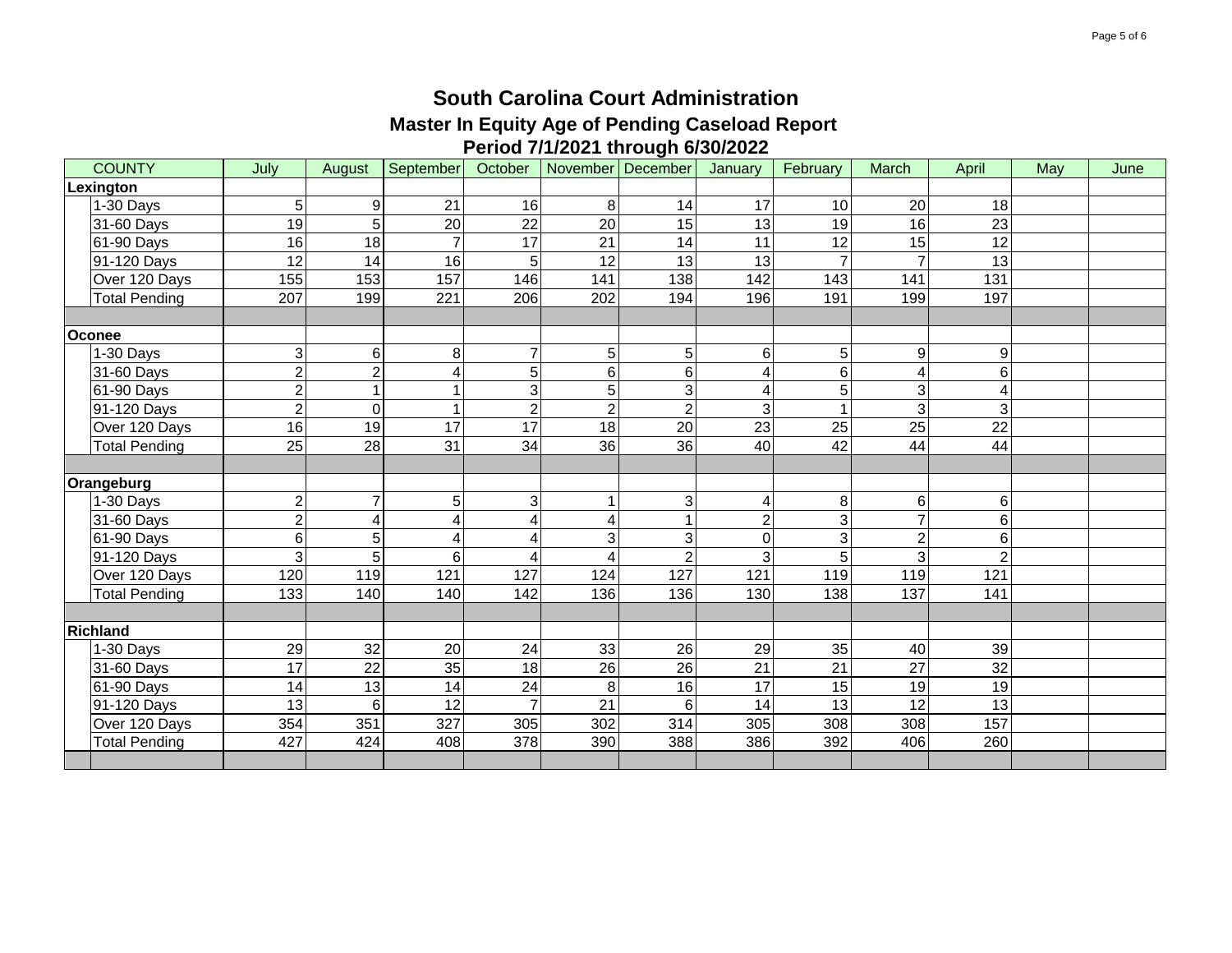# South Carolina Court Administration

## Master In Equity Age of Pending Caseload Report

### Period 7/1/2021 through 6/30/2022

| COUNTY | | July | August | September | October | November | December | January | February | March | April | May | June |
|---|---|---|---|---|---|---|---|---|---|---|---|---|---|
| **Lexington** | | | | | | | | | | | | | |
| | 1-30 Days | 5 | 9 | 21 | 16 | 8 | 14 | 17 | 10 | 20 | 18 | | |
| | 31-60 Days | 19 | 5 | 20 | 22 | 20 | 15 | 13 | 19 | 16 | 23 | | |
| | 61-90 Days | 16 | 18 | 7 | 17 | 21 | 14 | 11 | 12 | 15 | 12 | | |
| | 91-120 Days | 12 | 14 | 16 | 5 | 12 | 13 | 13 | 7 | 7 | 13 | | |
| | Over 120 Days | 155 | 153 | 157 | 146 | 141 | 138 | 142 | 143 | 141 | 131 | | |
| | Total Pending | 207 | 199 | 221 | 206 | 202 | 194 | 196 | 191 | 199 | 197 | | |
| | | | | | | | | | | | | | |
| **Oconee** | | | | | | | | | | | | | |
| | 1-30 Days | 3 | 6 | 8 | 7 | 5 | 5 | 6 | 5 | 9 | 9 | | |
| | 31-60 Days | 2 | 2 | 4 | 5 | 6 | 6 | 4 | 6 | 4 | 6 | | |
| | 61-90 Days | 2 | 1 | 1 | 3 | 5 | 3 | 4 | 5 | 3 | 4 | | |
| | 91-120 Days | 2 | 0 | 1 | 2 | 2 | 2 | 3 | 1 | 3 | 3 | | |
| | Over 120 Days | 16 | 19 | 17 | 17 | 18 | 20 | 23 | 25 | 25 | 22 | | |
| | Total Pending | 25 | 28 | 31 | 34 | 36 | 36 | 40 | 42 | 44 | 44 | | |
| | | | | | | | | | | | | | |
| **Orangeburg** | | | | | | | | | | | | | |
| | 1-30 Days | 2 | 7 | 5 | 3 | 1 | 3 | 4 | 8 | 6 | 6 | | |
| | 31-60 Days | 2 | 4 | 4 | 4 | 4 | 1 | 2 | 3 | 7 | 6 | | |
| | 61-90 Days | 6 | 5 | 4 | 4 | 3 | 3 | 0 | 3 | 2 | 6 | | |
| | 91-120 Days | 3 | 5 | 6 | 4 | 4 | 2 | 3 | 5 | 3 | 2 | | |
| | Over 120 Days | 120 | 119 | 121 | 127 | 124 | 127 | 121 | 119 | 119 | 121 | | |
| | Total Pending | 133 | 140 | 140 | 142 | 136 | 136 | 130 | 138 | 137 | 141 | | |
| | | | | | | | | | | | | | |
| **Richland** | | | | | | | | | | | | | |
| | 1-30 Days | 29 | 32 | 20 | 24 | 33 | 26 | 29 | 35 | 40 | 39 | | |
| | 31-60 Days | 17 | 22 | 35 | 18 | 26 | 26 | 21 | 21 | 27 | 32 | | |
| | 61-90 Days | 14 | 13 | 14 | 24 | 8 | 16 | 17 | 15 | 19 | 19 | | |
| | 91-120 Days | 13 | 6 | 12 | 7 | 21 | 6 | 14 | 13 | 12 | 13 | | |
| | Over 120 Days | 354 | 351 | 327 | 305 | 302 | 314 | 305 | 308 | 308 | 157 | | |
| | Total Pending | 427 | 424 | 408 | 378 | 390 | 388 | 386 | 392 | 406 | 260 | | |
| | | | | | | | | | | | | | |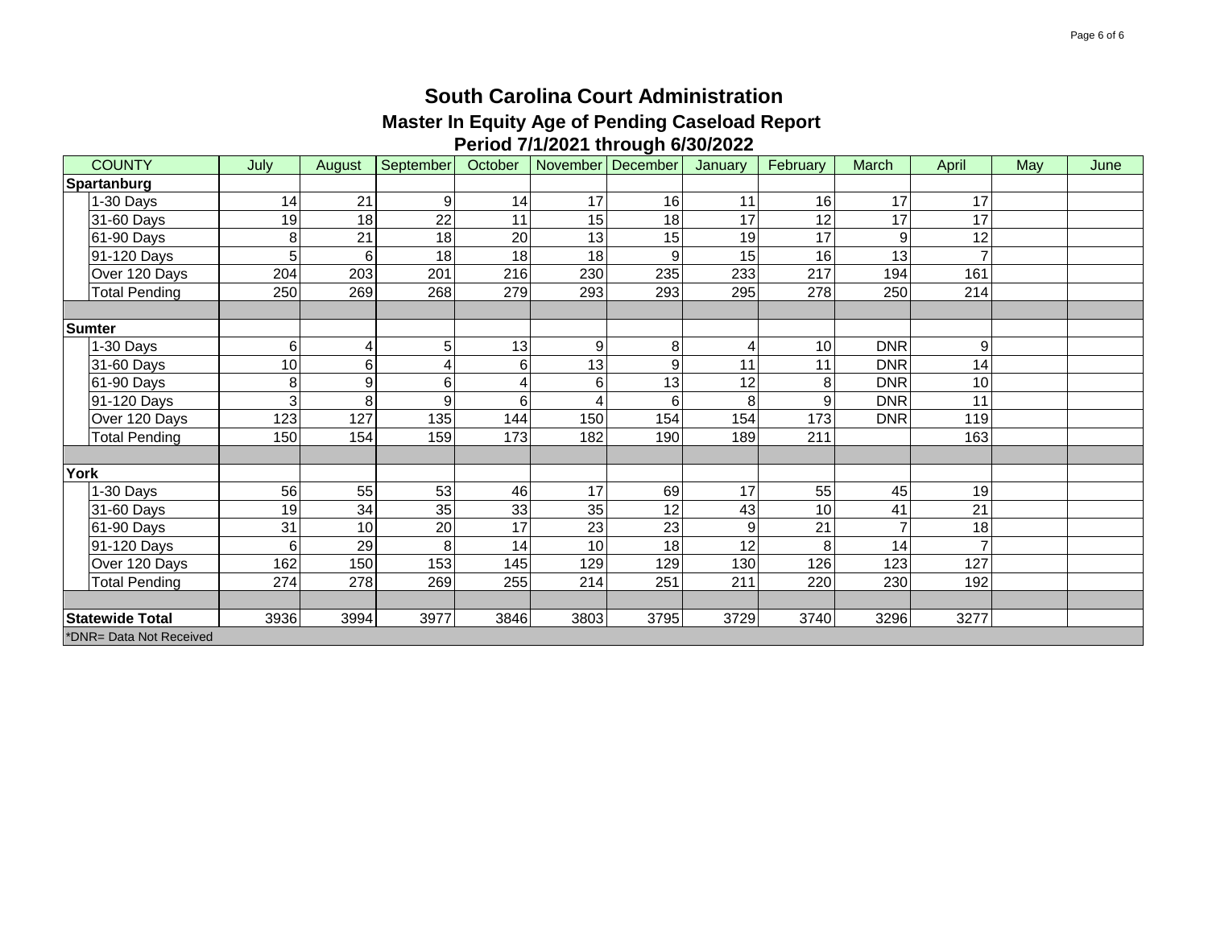# South Carolina Court Administration

## Master In Equity Age of Pending Caseload Report

### Period 7/1/2021 through 6/30/2022

| COUNTY | July | August | September | October | November | December | January | February | March | April | May | June |
|---|---|---|---|---|---|---|---|---|---|---|---|---|
| **Spartanburg** | | | | | | | | | | | | |
| 1-30 Days | 14 | 21 | 9 | 14 | 17 | 16 | 11 | 16 | 17 | 17 | | |
| 31-60 Days | 19 | 18 | 22 | 11 | 15 | 18 | 17 | 12 | 17 | 17 | | |
| 61-90 Days | 8 | 21 | 18 | 20 | 13 | 15 | 19 | 17 | 9 | 12 | | |
| 91-120 Days | 5 | 6 | 18 | 18 | 18 | 9 | 15 | 16 | 13 | 7 | | |
| Over 120 Days | 204 | 203 | 201 | 216 | 230 | 235 | 233 | 217 | 194 | 161 | | |
| Total Pending | 250 | 269 | 268 | 279 | 293 | 293 | 295 | 278 | 250 | 214 | | |
| | | | | | | | | | | | | |
| **Sumter** | | | | | | | | | | | | |
| 1-30 Days | 6 | 4 | 5 | 13 | 9 | 8 | 4 | 10 | DNR | 9 | | |
| 31-60 Days | 10 | 6 | 4 | 6 | 13 | 9 | 11 | 11 | DNR | 14 | | |
| 61-90 Days | 8 | 9 | 6 | 4 | 6 | 13 | 12 | 8 | DNR | 10 | | |
| 91-120 Days | 3 | 8 | 9 | 6 | 4 | 6 | 8 | 9 | DNR | 11 | | |
| Over 120 Days | 123 | 127 | 135 | 144 | 150 | 154 | 154 | 173 | DNR | 119 | | |
| Total Pending | 150 | 154 | 159 | 173 | 182 | 190 | 189 | 211 | | 163 | | |
| | | | | | | | | | | | | |
| **York** | | | | | | | | | | | | |
| 1-30 Days | 56 | 55 | 53 | 46 | 17 | 69 | 17 | 55 | 45 | 19 | | |
| 31-60 Days | 19 | 34 | 35 | 33 | 35 | 12 | 43 | 10 | 41 | 21 | | |
| 61-90 Days | 31 | 10 | 20 | 17 | 23 | 23 | 9 | 21 | 7 | 18 | | |
| 91-120 Days | 6 | 29 | 8 | 14 | 10 | 18 | 12 | 8 | 14 | 7 | | |
| Over 120 Days | 162 | 150 | 153 | 145 | 129 | 129 | 130 | 126 | 123 | 127 | | |
| Total Pending | 274 | 278 | 269 | 255 | 214 | 251 | 211 | 220 | 230 | 192 | | |
| | | | | | | | | | | | | |
| **Statewide Total** | 3936 | 3994 | 3977 | 3846 | 3803 | 3795 | 3729 | 3740 | 3296 | 3277 | | |

*DNR= Data Not Received